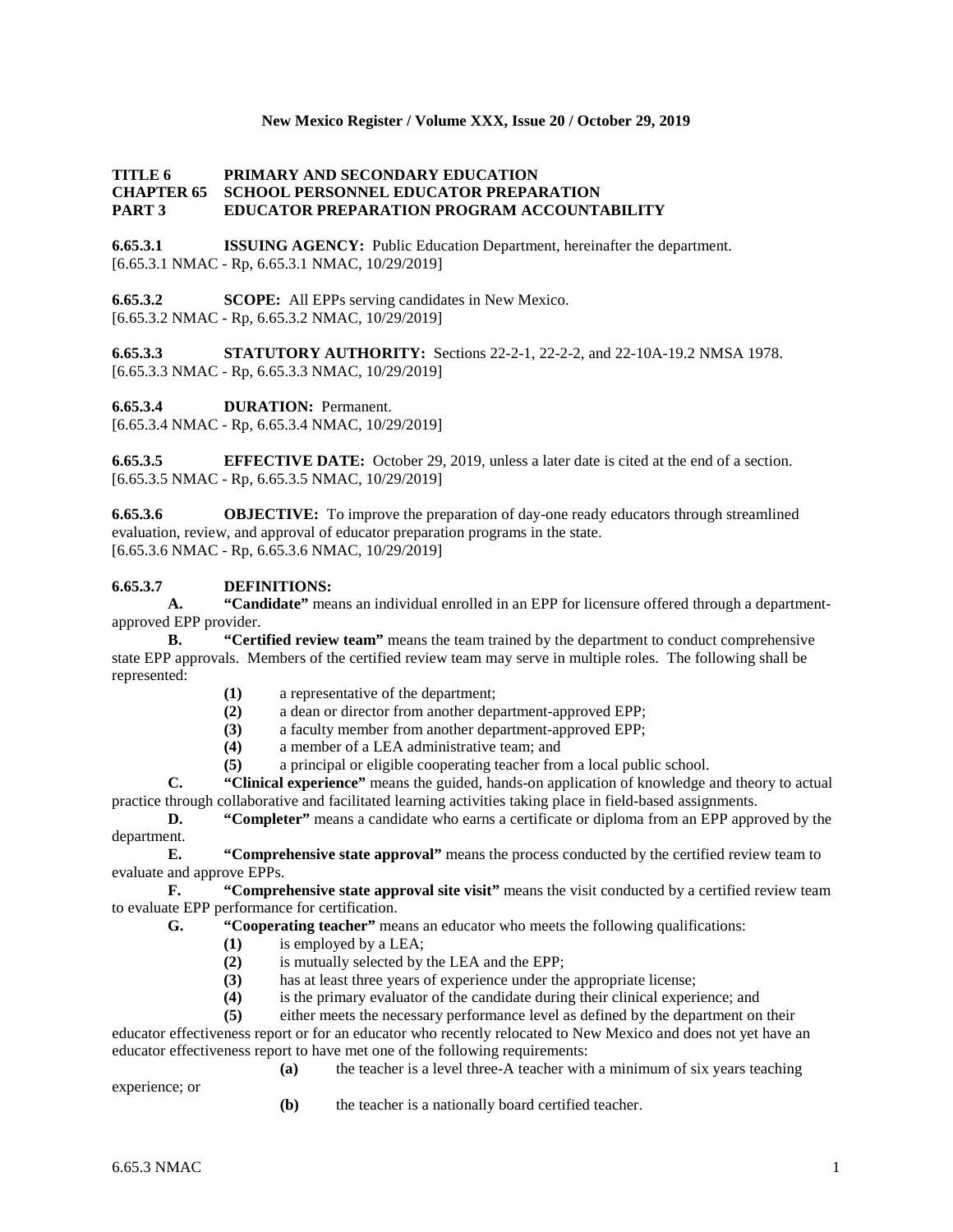**TITLE 6 PRIMARY AND SECONDARY EDUCATION**
**CHAPTER 65 SCHOOL PERSONNEL EDUCATOR PREPARATION**
**PART 3 EDUCATOR PREPARATION PROGRAM ACCOUNTABILITY**

**6.65.3.1 ISSUING AGENCY:** Public Education Department, hereinafter the department.
[6.65.3.1 NMAC - Rp, 6.65.3.1 NMAC, 10/29/2019]

**6.65.3.2 SCOPE:** All EPPs serving candidates in New Mexico.
[6.65.3.2 NMAC - Rp, 6.65.3.2 NMAC, 10/29/2019]

**6.65.3.3 STATUTORY AUTHORITY:** Sections 22-2-1, 22-2-2, and 22-10A-19.2 NMSA 1978.
[6.65.3.3 NMAC - Rp, 6.65.3.3 NMAC, 10/29/2019]

**6.65.3.4 DURATION:** Permanent.
[6.65.3.4 NMAC - Rp, 6.65.3.4 NMAC, 10/29/2019]

**6.65.3.5 EFFECTIVE DATE:** October 29, 2019, unless a later date is cited at the end of a section.
[6.65.3.5 NMAC - Rp, 6.65.3.5 NMAC, 10/29/2019]

**6.65.3.6 OBJECTIVE:** To improve the preparation of day-one ready educators through streamlined evaluation, review, and approval of educator preparation programs in the state.
[6.65.3.6 NMAC - Rp, 6.65.3.6 NMAC, 10/29/2019]

**6.65.3.7 DEFINITIONS:**

**A. "Candidate"** means an individual enrolled in an EPP for licensure offered through a department-approved EPP provider.

**B. "Certified review team"** means the team trained by the department to conduct comprehensive state EPP approvals. Members of the certified review team may serve in multiple roles. The following shall be represented:

- **(1)** a representative of the department;
- **(2)** a dean or director from another department-approved EPP;
- **(3)** a faculty member from another department-approved EPP;
- **(4)** a member of a LEA administrative team; and
- **(5)** a principal or eligible cooperating teacher from a local public school.

**C. "Clinical experience"** means the guided, hands-on application of knowledge and theory to actual practice through collaborative and facilitated learning activities taking place in field-based assignments.

**D. "Completer"** means a candidate who earns a certificate or diploma from an EPP approved by the department.

**E. "Comprehensive state approval"** means the process conducted by the certified review team to evaluate and approve EPPs.

**F. "Comprehensive state approval site visit"** means the visit conducted by a certified review team to evaluate EPP performance for certification.

**G. "Cooperating teacher"** means an educator who meets the following qualifications:

- **(1)** is employed by a LEA;
- **(2)** is mutually selected by the LEA and the EPP;
- **(3)** has at least three years of experience under the appropriate license;
- **(4)** is the primary evaluator of the candidate during their clinical experience; and
- **(5)** either meets the necessary performance level as defined by the department on their educator effectiveness report or for an educator who recently relocated to New Mexico and does not yet have an educator effectiveness report to have met one of the following requirements:
  - **(a)** the teacher is a level three-A teacher with a minimum of six years teaching experience; or
  - **(b)** the teacher is a nationally board certified teacher.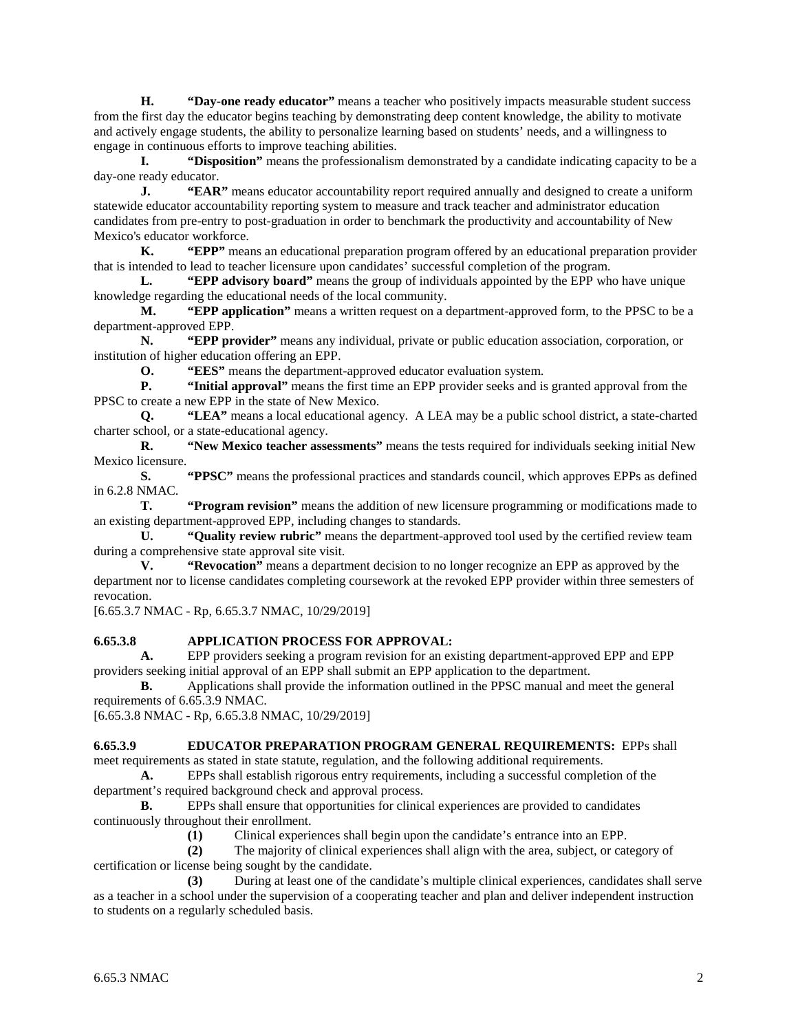**H. "Day-one ready educator"** means a teacher who positively impacts measurable student success from the first day the educator begins teaching by demonstrating deep content knowledge, the ability to motivate and actively engage students, the ability to personalize learning based on students' needs, and a willingness to engage in continuous efforts to improve teaching abilities.

**I. "Disposition"** means the professionalism demonstrated by a candidate indicating capacity to be a day-one ready educator.

**J. "EAR"** means educator accountability report required annually and designed to create a uniform statewide educator accountability reporting system to measure and track teacher and administrator education candidates from pre-entry to post-graduation in order to benchmark the productivity and accountability of New Mexico's educator workforce.

**K. "EPP"** means an educational preparation program offered by an educational preparation provider that is intended to lead to teacher licensure upon candidates' successful completion of the program.

**L. "EPP advisory board"** means the group of individuals appointed by the EPP who have unique knowledge regarding the educational needs of the local community.

**M. "EPP application"** means a written request on a department-approved form, to the PPSC to be a department-approved EPP.

**N. "EPP provider"** means any individual, private or public education association, corporation, or institution of higher education offering an EPP.

**O. "EES"** means the department-approved educator evaluation system.

**P. "Initial approval"** means the first time an EPP provider seeks and is granted approval from the PPSC to create a new EPP in the state of New Mexico.

**Q. "LEA"** means a local educational agency. A LEA may be a public school district, a state-charted charter school, or a state-educational agency.

**R. "New Mexico teacher assessments"** means the tests required for individuals seeking initial New Mexico licensure.

**S. "PPSC"** means the professional practices and standards council, which approves EPPs as defined in 6.2.8 NMAC.

**T. "Program revision"** means the addition of new licensure programming or modifications made to an existing department-approved EPP, including changes to standards.

**U. "Quality review rubric"** means the department-approved tool used by the certified review team during a comprehensive state approval site visit.

**V. "Revocation"** means a department decision to no longer recognize an EPP as approved by the department nor to license candidates completing coursework at the revoked EPP provider within three semesters of revocation.

[6.65.3.7 NMAC - Rp, 6.65.3.7 NMAC, 10/29/2019]

**6.65.3.8 APPLICATION PROCESS FOR APPROVAL:**

**A.** EPP providers seeking a program revision for an existing department-approved EPP and EPP providers seeking initial approval of an EPP shall submit an EPP application to the department.

**B.** Applications shall provide the information outlined in the PPSC manual and meet the general requirements of 6.65.3.9 NMAC.

[6.65.3.8 NMAC - Rp, 6.65.3.8 NMAC, 10/29/2019]

**6.65.3.9 EDUCATOR PREPARATION PROGRAM GENERAL REQUIREMENTS:** EPPs shall meet requirements as stated in state statute, regulation, and the following additional requirements.

**A.** EPPs shall establish rigorous entry requirements, including a successful completion of the department's required background check and approval process.

**B.** EPPs shall ensure that opportunities for clinical experiences are provided to candidates continuously throughout their enrollment.

**(1)** Clinical experiences shall begin upon the candidate's entrance into an EPP.

**(2)** The majority of clinical experiences shall align with the area, subject, or category of certification or license being sought by the candidate.

**(3)** During at least one of the candidate's multiple clinical experiences, candidates shall serve as a teacher in a school under the supervision of a cooperating teacher and plan and deliver independent instruction to students on a regularly scheduled basis.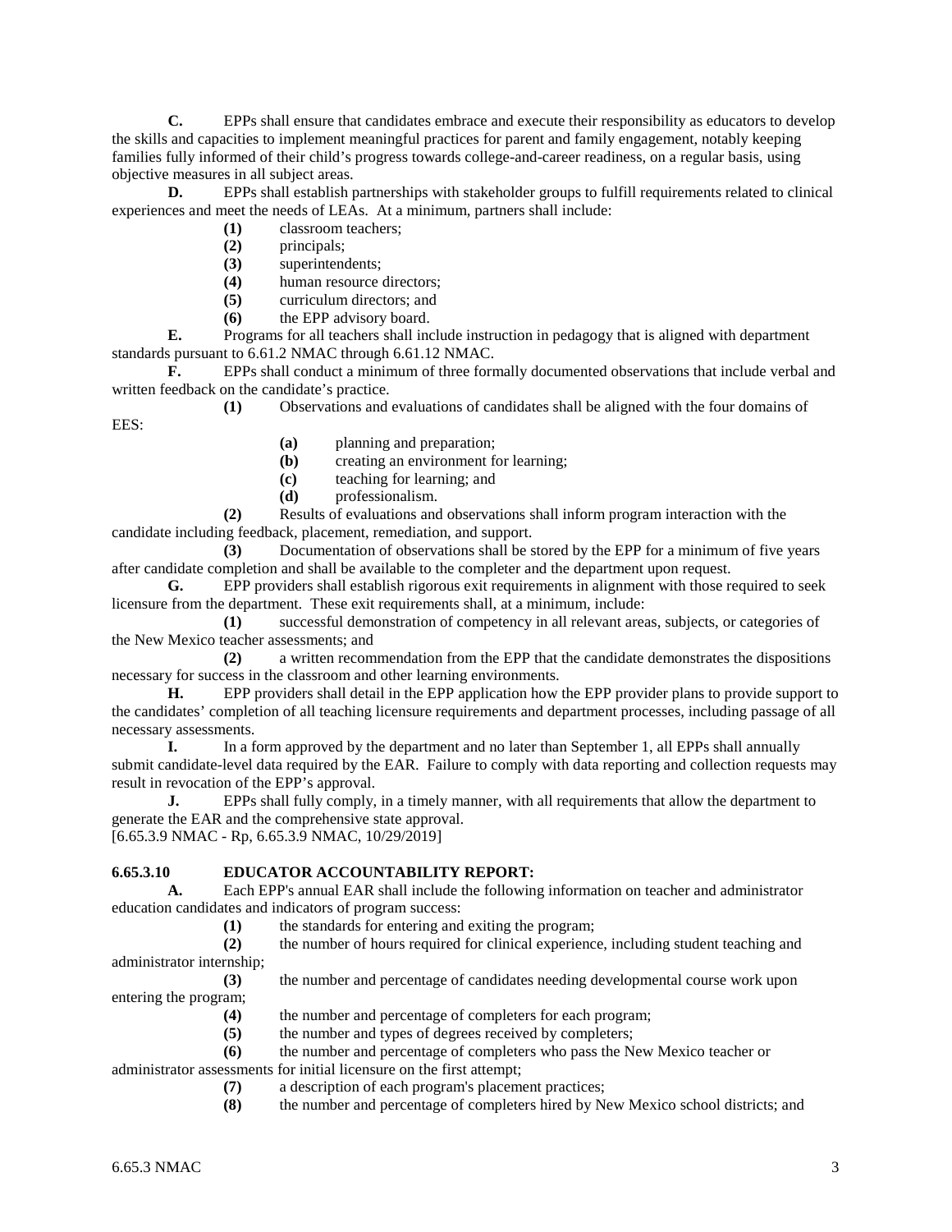**C.** EPPs shall ensure that candidates embrace and execute their responsibility as educators to develop the skills and capacities to implement meaningful practices for parent and family engagement, notably keeping families fully informed of their child's progress towards college-and-career readiness, on a regular basis, using objective measures in all subject areas.

**D.** EPPs shall establish partnerships with stakeholder groups to fulfill requirements related to clinical experiences and meet the needs of LEAs. At a minimum, partners shall include:

**(1)** classroom teachers;

**(2)** principals;

**(3)** superintendents;

**(4)** human resource directors;

**(5)** curriculum directors; and

**(6)** the EPP advisory board.

**E.** Programs for all teachers shall include instruction in pedagogy that is aligned with department standards pursuant to 6.61.2 NMAC through 6.61.12 NMAC.

**F.** EPPs shall conduct a minimum of three formally documented observations that include verbal and written feedback on the candidate's practice.

**(1)** Observations and evaluations of candidates shall be aligned with the four domains of EES:

**(a)** planning and preparation;

**(b)** creating an environment for learning;

**(c)** teaching for learning; and

**(d)** professionalism.

**(2)** Results of evaluations and observations shall inform program interaction with the candidate including feedback, placement, remediation, and support.

**(3)** Documentation of observations shall be stored by the EPP for a minimum of five years after candidate completion and shall be available to the completer and the department upon request.

**G.** EPP providers shall establish rigorous exit requirements in alignment with those required to seek licensure from the department. These exit requirements shall, at a minimum, include:

**(1)** successful demonstration of competency in all relevant areas, subjects, or categories of the New Mexico teacher assessments; and

**(2)** a written recommendation from the EPP that the candidate demonstrates the dispositions necessary for success in the classroom and other learning environments.

**H.** EPP providers shall detail in the EPP application how the EPP provider plans to provide support to the candidates' completion of all teaching licensure requirements and department processes, including passage of all necessary assessments.

**I.** In a form approved by the department and no later than September 1, all EPPs shall annually submit candidate-level data required by the EAR. Failure to comply with data reporting and collection requests may result in revocation of the EPP's approval.

**J.** EPPs shall fully comply, in a timely manner, with all requirements that allow the department to generate the EAR and the comprehensive state approval.

[6.65.3.9 NMAC - Rp, 6.65.3.9 NMAC, 10/29/2019]

**6.65.3.10 EDUCATOR ACCOUNTABILITY REPORT:**

**A.** Each EPP's annual EAR shall include the following information on teacher and administrator education candidates and indicators of program success:

**(1)** the standards for entering and exiting the program;

**(2)** the number of hours required for clinical experience, including student teaching and administrator internship;

**(3)** the number and percentage of candidates needing developmental course work upon entering the program;

**(4)** the number and percentage of completers for each program;

**(5)** the number and types of degrees received by completers;

**(6)** the number and percentage of completers who pass the New Mexico teacher or administrator assessments for initial licensure on the first attempt;

**(7)** a description of each program's placement practices;

**(8)** the number and percentage of completers hired by New Mexico school districts; and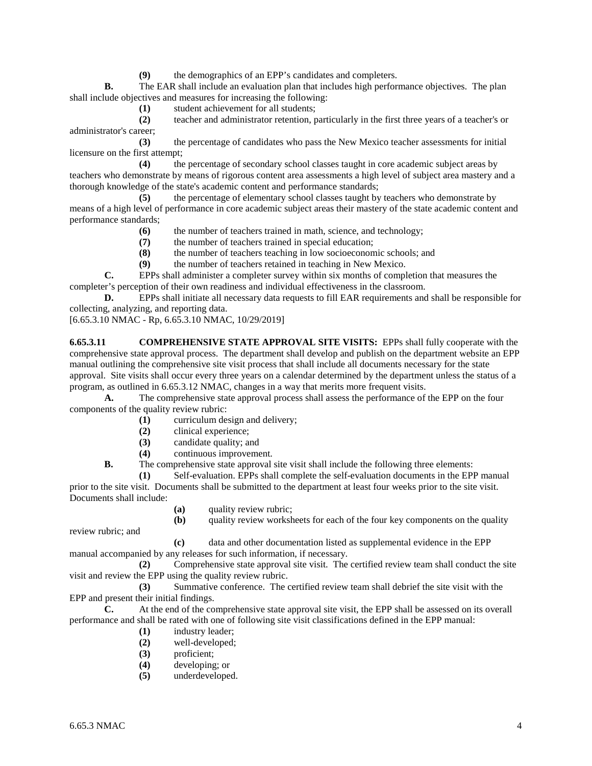**(9)** the demographics of an EPP's candidates and completers.

**B.** The EAR shall include an evaluation plan that includes high performance objectives. The plan shall include objectives and measures for increasing the following:

**(1)** student achievement for all students;

**(2)** teacher and administrator retention, particularly in the first three years of a teacher's or administrator's career;

**(3)** the percentage of candidates who pass the New Mexico teacher assessments for initial licensure on the first attempt;

**(4)** the percentage of secondary school classes taught in core academic subject areas by teachers who demonstrate by means of rigorous content area assessments a high level of subject area mastery and a thorough knowledge of the state's academic content and performance standards;

**(5)** the percentage of elementary school classes taught by teachers who demonstrate by means of a high level of performance in core academic subject areas their mastery of the state academic content and performance standards;

**(6)** the number of teachers trained in math, science, and technology;

**(7)** the number of teachers trained in special education;

**(8)** the number of teachers teaching in low socioeconomic schools; and

**(9)** the number of teachers retained in teaching in New Mexico.

**C.** EPPs shall administer a completer survey within six months of completion that measures the completer's perception of their own readiness and individual effectiveness in the classroom.

**D.** EPPs shall initiate all necessary data requests to fill EAR requirements and shall be responsible for collecting, analyzing, and reporting data.

[6.65.3.10 NMAC - Rp, 6.65.3.10 NMAC, 10/29/2019]

**6.65.3.11 COMPREHENSIVE STATE APPROVAL SITE VISITS:** EPPs shall fully cooperate with the comprehensive state approval process. The department shall develop and publish on the department website an EPP manual outlining the comprehensive site visit process that shall include all documents necessary for the state approval. Site visits shall occur every three years on a calendar determined by the department unless the status of a program, as outlined in 6.65.3.12 NMAC, changes in a way that merits more frequent visits.

**A.** The comprehensive state approval process shall assess the performance of the EPP on the four components of the quality review rubric:

**(1)** curriculum design and delivery;

**(2)** clinical experience;

**(3)** candidate quality; and

**(4)** continuous improvement.

**B.** The comprehensive state approval site visit shall include the following three elements:

**(1)** Self-evaluation. EPPs shall complete the self-evaluation documents in the EPP manual prior to the site visit. Documents shall be submitted to the department at least four weeks prior to the site visit. Documents shall include:

**(a)** quality review rubric;

**(b)** quality review worksheets for each of the four key components on the quality review rubric; and

**(c)** data and other documentation listed as supplemental evidence in the EPP manual accompanied by any releases for such information, if necessary.

**(2)** Comprehensive state approval site visit. The certified review team shall conduct the site visit and review the EPP using the quality review rubric.

**(3)** Summative conference. The certified review team shall debrief the site visit with the EPP and present their initial findings.

**C.** At the end of the comprehensive state approval site visit, the EPP shall be assessed on its overall performance and shall be rated with one of following site visit classifications defined in the EPP manual:

**(1)** industry leader;

**(2)** well-developed;

**(3)** proficient;

**(4)** developing; or

**(5)** underdeveloped.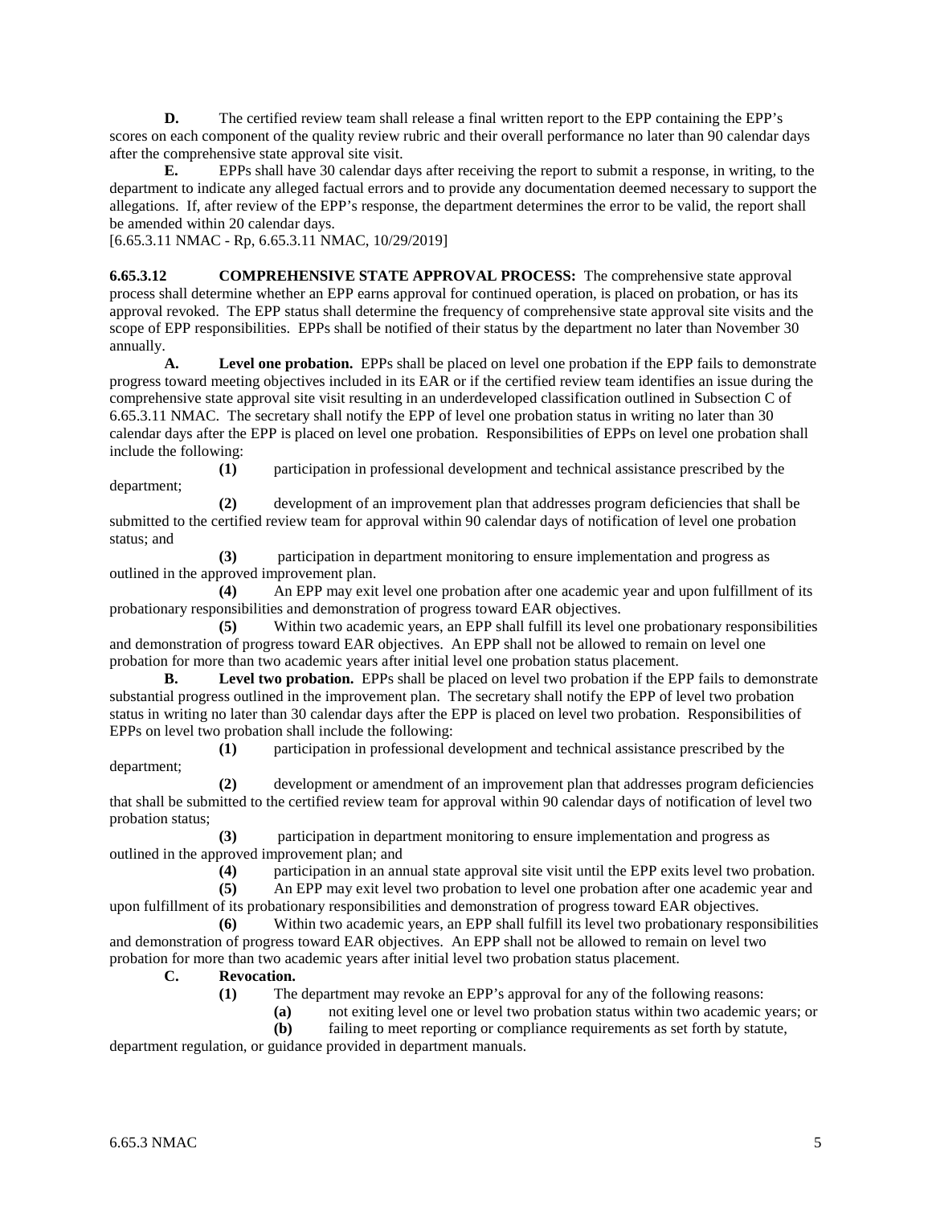**D.** The certified review team shall release a final written report to the EPP containing the EPP's scores on each component of the quality review rubric and their overall performance no later than 90 calendar days after the comprehensive state approval site visit.

**E.** EPPs shall have 30 calendar days after receiving the report to submit a response, in writing, to the department to indicate any alleged factual errors and to provide any documentation deemed necessary to support the allegations. If, after review of the EPP's response, the department determines the error to be valid, the report shall be amended within 20 calendar days.

[6.65.3.11 NMAC - Rp, 6.65.3.11 NMAC, 10/29/2019]

**6.65.3.12 COMPREHENSIVE STATE APPROVAL PROCESS:** The comprehensive state approval process shall determine whether an EPP earns approval for continued operation, is placed on probation, or has its approval revoked. The EPP status shall determine the frequency of comprehensive state approval site visits and the scope of EPP responsibilities. EPPs shall be notified of their status by the department no later than November 30 annually.

**A. Level one probation.** EPPs shall be placed on level one probation if the EPP fails to demonstrate progress toward meeting objectives included in its EAR or if the certified review team identifies an issue during the comprehensive state approval site visit resulting in an underdeveloped classification outlined in Subsection C of 6.65.3.11 NMAC. The secretary shall notify the EPP of level one probation status in writing no later than 30 calendar days after the EPP is placed on level one probation. Responsibilities of EPPs on level one probation shall include the following:

**(1)** participation in professional development and technical assistance prescribed by the department;

**(2)** development of an improvement plan that addresses program deficiencies that shall be submitted to the certified review team for approval within 90 calendar days of notification of level one probation status; and

**(3)** participation in department monitoring to ensure implementation and progress as outlined in the approved improvement plan.

**(4)** An EPP may exit level one probation after one academic year and upon fulfillment of its probationary responsibilities and demonstration of progress toward EAR objectives.

**(5)** Within two academic years, an EPP shall fulfill its level one probationary responsibilities and demonstration of progress toward EAR objectives. An EPP shall not be allowed to remain on level one probation for more than two academic years after initial level one probation status placement.

**B. Level two probation.** EPPs shall be placed on level two probation if the EPP fails to demonstrate substantial progress outlined in the improvement plan. The secretary shall notify the EPP of level two probation status in writing no later than 30 calendar days after the EPP is placed on level two probation. Responsibilities of EPPs on level two probation shall include the following:

**(1)** participation in professional development and technical assistance prescribed by the department;

**(2)** development or amendment of an improvement plan that addresses program deficiencies that shall be submitted to the certified review team for approval within 90 calendar days of notification of level two probation status;

**(3)** participation in department monitoring to ensure implementation and progress as outlined in the approved improvement plan; and

**(4)** participation in an annual state approval site visit until the EPP exits level two probation.

**(5)** An EPP may exit level two probation to level one probation after one academic year and upon fulfillment of its probationary responsibilities and demonstration of progress toward EAR objectives.

**(6)** Within two academic years, an EPP shall fulfill its level two probationary responsibilities and demonstration of progress toward EAR objectives. An EPP shall not be allowed to remain on level two probation for more than two academic years after initial level two probation status placement.

**C. Revocation.**

**(1)** The department may revoke an EPP's approval for any of the following reasons:

**(a)** not exiting level one or level two probation status within two academic years; or

**(b)** failing to meet reporting or compliance requirements as set forth by statute, department regulation, or guidance provided in department manuals.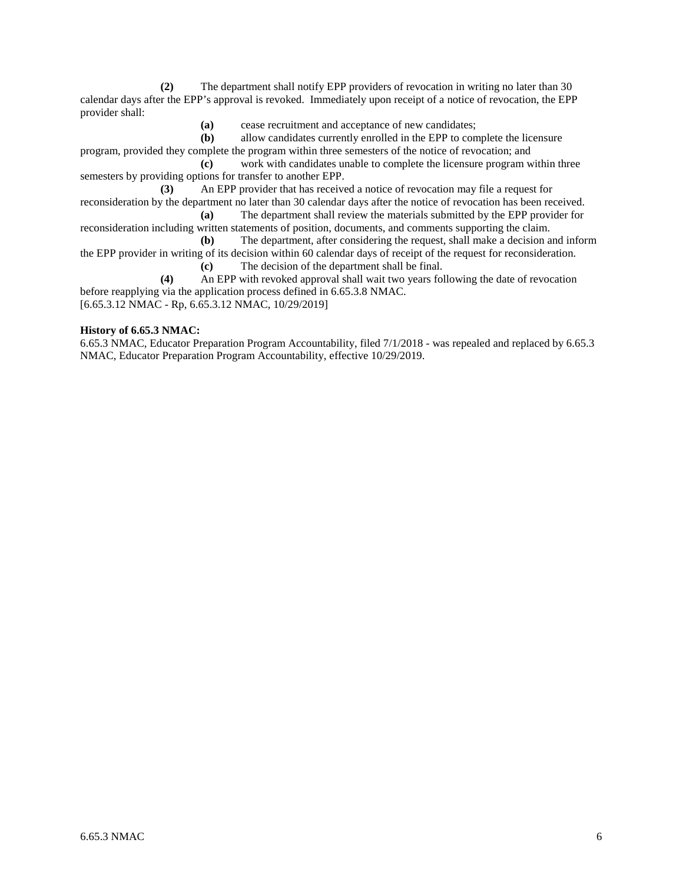**(2)** The department shall notify EPP providers of revocation in writing no later than 30 calendar days after the EPP's approval is revoked. Immediately upon receipt of a notice of revocation, the EPP provider shall:

**(a)** cease recruitment and acceptance of new candidates;

**(b)** allow candidates currently enrolled in the EPP to complete the licensure program, provided they complete the program within three semesters of the notice of revocation; and

**(c)** work with candidates unable to complete the licensure program within three semesters by providing options for transfer to another EPP.

**(3)** An EPP provider that has received a notice of revocation may file a request for reconsideration by the department no later than 30 calendar days after the notice of revocation has been received.

**(a)** The department shall review the materials submitted by the EPP provider for reconsideration including written statements of position, documents, and comments supporting the claim.

**(b)** The department, after considering the request, shall make a decision and inform the EPP provider in writing of its decision within 60 calendar days of receipt of the request for reconsideration.

**(c)** The decision of the department shall be final.

**(4)** An EPP with revoked approval shall wait two years following the date of revocation before reapplying via the application process defined in 6.65.3.8 NMAC.

[6.65.3.12 NMAC - Rp, 6.65.3.12 NMAC, 10/29/2019]

**History of 6.65.3 NMAC:**

6.65.3 NMAC, Educator Preparation Program Accountability, filed 7/1/2018 - was repealed and replaced by 6.65.3 NMAC, Educator Preparation Program Accountability, effective 10/29/2019.